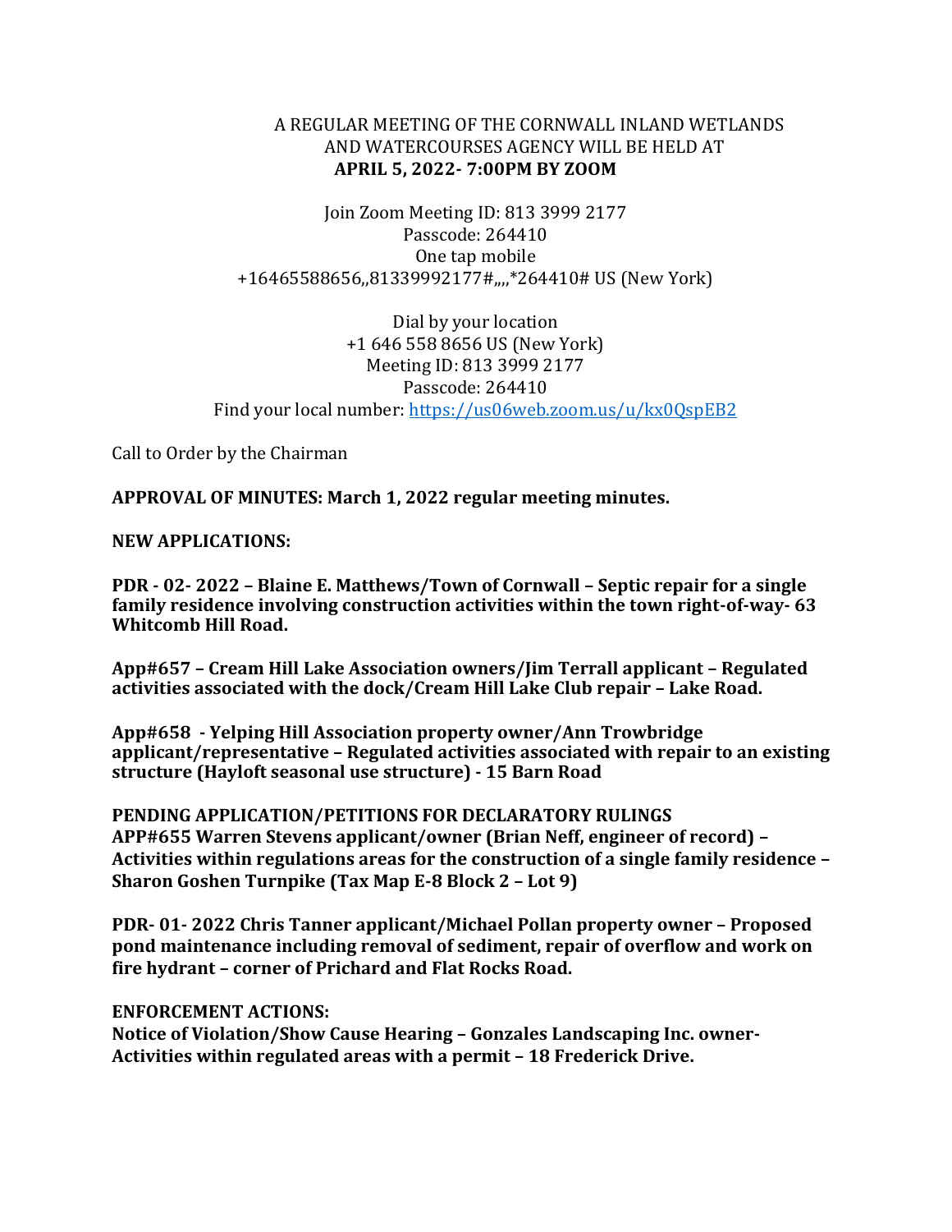A REGULAR MEETING OF THE CORNWALL INLAND WETLANDS AND WATERCOURSES AGENCY WILL BE HELD AT **APRIL 5, 2022- 7:00PM BY ZOOM**

Join Zoom Meeting ID: 813 3999 2177
Passcode: 264410
One tap mobile
+16465588656,,81339992177#,,,,*264410# US (New York)

Dial by your location
+1 646 558 8656 US (New York)
Meeting ID: 813 3999 2177
Passcode: 264410
Find your local number: https://us06web.zoom.us/u/kx0QspEB2

Call to Order by the Chairman

**APPROVAL OF MINUTES: March 1, 2022 regular meeting minutes.**

**NEW APPLICATIONS:**

**PDR - 02- 2022 – Blaine E. Matthews/Town of Cornwall – Septic repair for a single family residence involving construction activities within the town right-of-way- 63 Whitcomb Hill Road.**

**App#657 – Cream Hill Lake Association owners/Jim Terrall applicant – Regulated activities associated with the dock/Cream Hill Lake Club repair – Lake Road.**

**App#658 - Yelping Hill Association property owner/Ann Trowbridge applicant/representative – Regulated activities associated with repair to an existing structure (Hayloft seasonal use structure) - 15 Barn Road**

**PENDING APPLICATION/PETITIONS FOR DECLARATORY RULINGS**
**APP#655 Warren Stevens applicant/owner (Brian Neff, engineer of record) – Activities within regulations areas for the construction of a single family residence – Sharon Goshen Turnpike (Tax Map E-8 Block 2 – Lot 9)**

**PDR- 01- 2022 Chris Tanner applicant/Michael Pollan property owner – Proposed pond maintenance including removal of sediment, repair of overflow and work on fire hydrant – corner of Prichard and Flat Rocks Road.**

**ENFORCEMENT ACTIONS:**
**Notice of Violation/Show Cause Hearing – Gonzales Landscaping Inc. owner- Activities within regulated areas with a permit – 18 Frederick Drive.**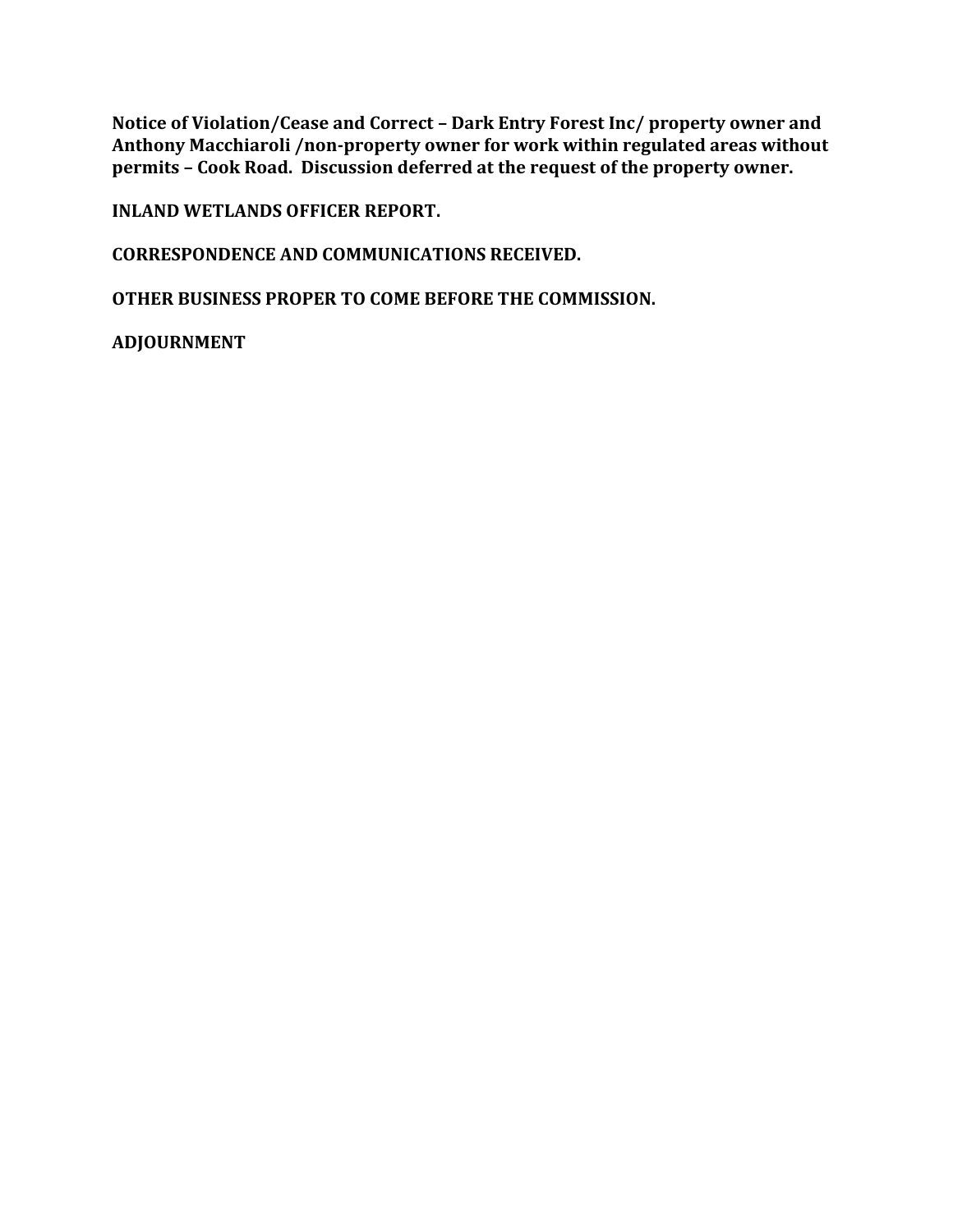**Notice of Violation/Cease and Correct – Dark Entry Forest Inc/ property owner and Anthony Macchiaroli /non-property owner for work within regulated areas without permits – Cook Road. Discussion deferred at the request of the property owner.**

**INLAND WETLANDS OFFICER REPORT.**

**CORRESPONDENCE AND COMMUNICATIONS RECEIVED.**

**OTHER BUSINESS PROPER TO COME BEFORE THE COMMISSION.**

**ADJOURNMENT**